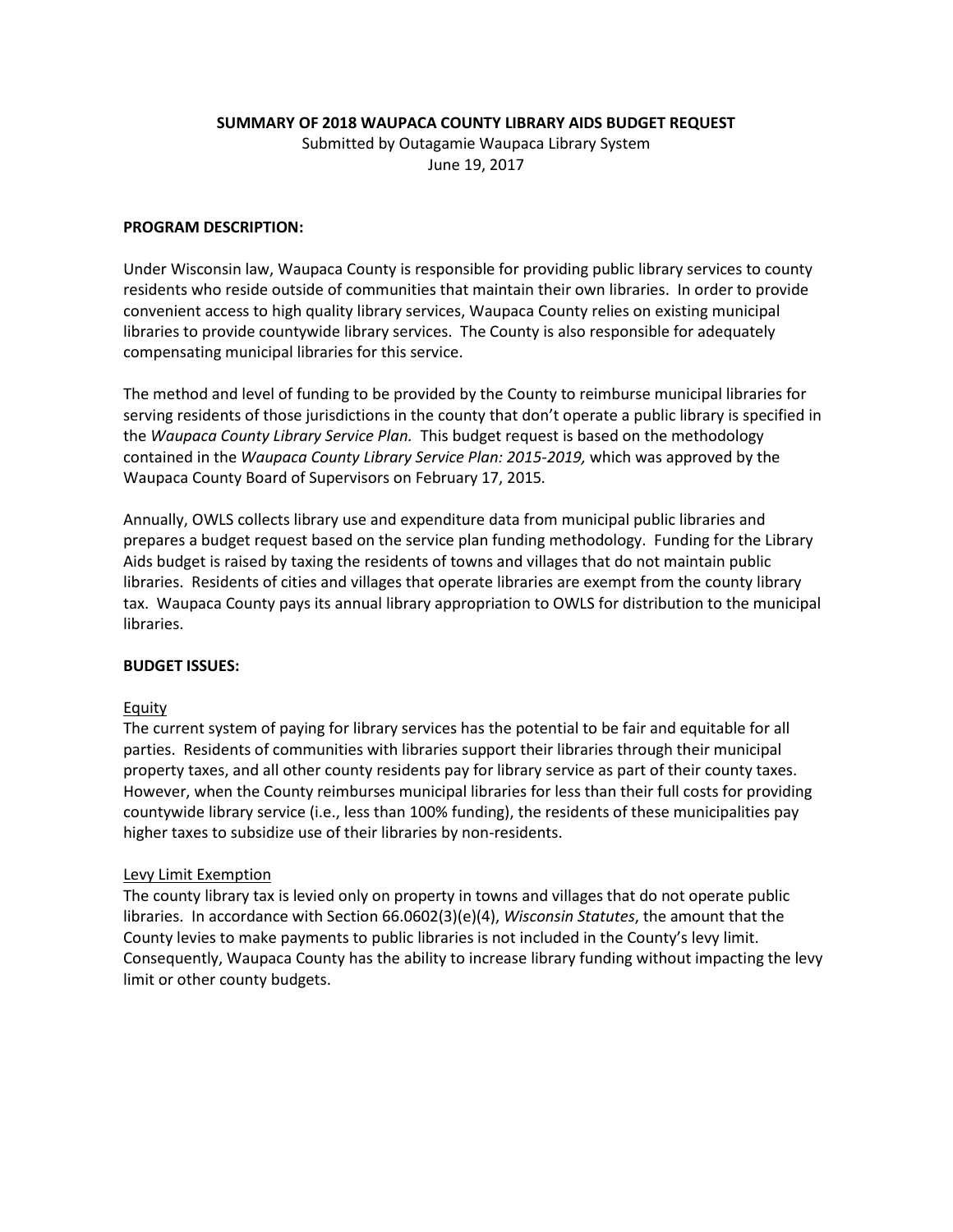**SUMMARY OF 2018 WAUPACA COUNTY LIBRARY AIDS BUDGET REQUEST**

Submitted by Outagamie Waupaca Library System

June 19, 2017

**PROGRAM DESCRIPTION:**

Under Wisconsin law, Waupaca County is responsible for providing public library services to county residents who reside outside of communities that maintain their own libraries. In order to provide convenient access to high quality library services, Waupaca County relies on existing municipal libraries to provide countywide library services. The County is also responsible for adequately compensating municipal libraries for this service.

The method and level of funding to be provided by the County to reimburse municipal libraries for serving residents of those jurisdictions in the county that don't operate a public library is specified in the *Waupaca County Library Service Plan.* This budget request is based on the methodology contained in the *Waupaca County Library Service Plan: 2015-2019,* which was approved by the Waupaca County Board of Supervisors on February 17, 2015*.*

Annually, OWLS collects library use and expenditure data from municipal public libraries and prepares a budget request based on the service plan funding methodology. Funding for the Library Aids budget is raised by taxing the residents of towns and villages that do not maintain public libraries. Residents of cities and villages that operate libraries are exempt from the county library tax. Waupaca County pays its annual library appropriation to OWLS for distribution to the municipal libraries.

**BUDGET ISSUES:**

Equity

The current system of paying for library services has the potential to be fair and equitable for all parties. Residents of communities with libraries support their libraries through their municipal property taxes, and all other county residents pay for library service as part of their county taxes. However, when the County reimburses municipal libraries for less than their full costs for providing countywide library service (i.e., less than 100% funding), the residents of these municipalities pay higher taxes to subsidize use of their libraries by non-residents.

Levy Limit Exemption

The county library tax is levied only on property in towns and villages that do not operate public libraries. In accordance with Section 66.0602(3)(e)(4), *Wisconsin Statutes*, the amount that the County levies to make payments to public libraries is not included in the County's levy limit. Consequently, Waupaca County has the ability to increase library funding without impacting the levy limit or other county budgets.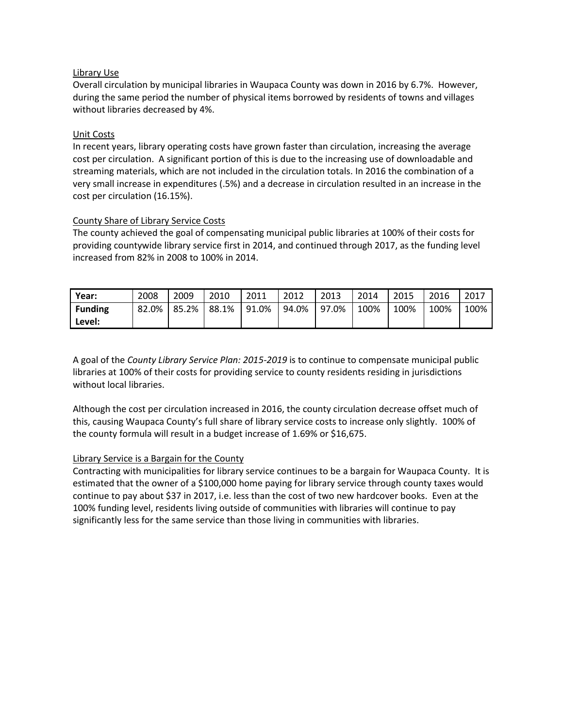Library Use

Overall circulation by municipal libraries in Waupaca County was down in 2016 by 6.7%. However, during the same period the number of physical items borrowed by residents of towns and villages without libraries decreased by 4%.

Unit Costs

In recent years, library operating costs have grown faster than circulation, increasing the average cost per circulation. A significant portion of this is due to the increasing use of downloadable and streaming materials, which are not included in the circulation totals. In 2016 the combination of a very small increase in expenditures (.5%) and a decrease in circulation resulted in an increase in the cost per circulation (16.15%).

County Share of Library Service Costs

The county achieved the goal of compensating municipal public libraries at 100% of their costs for providing countywide library service first in 2014, and continued through 2017, as the funding level increased from 82% in 2008 to 100% in 2014.

| **Year:** | 2008 | 2009 | 2010 | 2011 | 2012 | 2013 | 2014 | 2015 | 2016 | 2017 |
|---|---|---|---|---|---|---|---|---|---|---|
| **Funding Level:** | 82.0% | 85.2% | 88.1% | 91.0% | 94.0% | 97.0% | 100% | 100% | 100% | 100% |

A goal of the *County Library Service Plan: 2015-2019* is to continue to compensate municipal public libraries at 100% of their costs for providing service to county residents residing in jurisdictions without local libraries.

Although the cost per circulation increased in 2016, the county circulation decrease offset much of this, causing Waupaca County's full share of library service costs to increase only slightly. 100% of the county formula will result in a budget increase of 1.69% or $16,675.

Library Service is a Bargain for the County

Contracting with municipalities for library service continues to be a bargain for Waupaca County. It is estimated that the owner of a $100,000 home paying for library service through county taxes would continue to pay about $37 in 2017, i.e. less than the cost of two new hardcover books. Even at the 100% funding level, residents living outside of communities with libraries will continue to pay significantly less for the same service than those living in communities with libraries.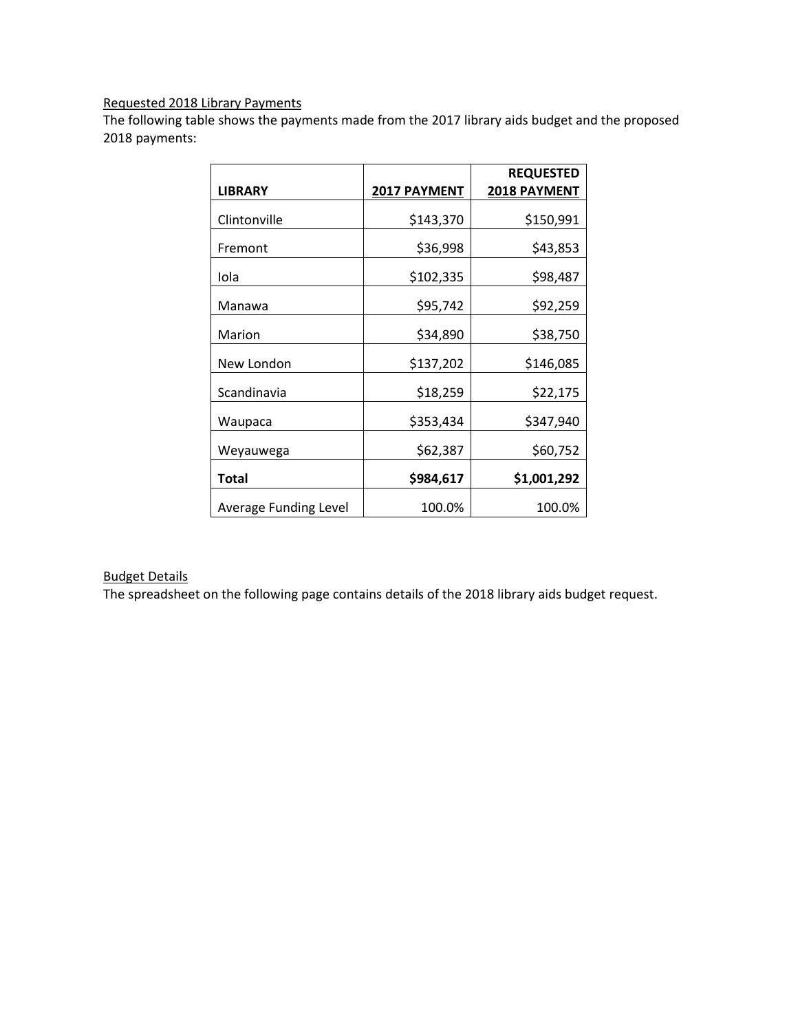Requested 2018 Library Payments

The following table shows the payments made from the 2017 library aids budget and the proposed 2018 payments:

| LIBRARY | 2017 PAYMENT | REQUESTED 2018 PAYMENT |
|---|---:|---:|
| Clintonville | $143,370 | $150,991 |
| Fremont | $36,998 | $43,853 |
| Iola | $102,335 | $98,487 |
| Manawa | $95,742 | $92,259 |
| Marion | $34,890 | $38,750 |
| New London | $137,202 | $146,085 |
| Scandinavia | $18,259 | $22,175 |
| Waupaca | $353,434 | $347,940 |
| Weyauwega | $62,387 | $60,752 |
| **Total** | **$984,617** | **$1,001,292** |
| Average Funding Level | 100.0% | 100.0% |

Budget Details

The spreadsheet on the following page contains details of the 2018 library aids budget request.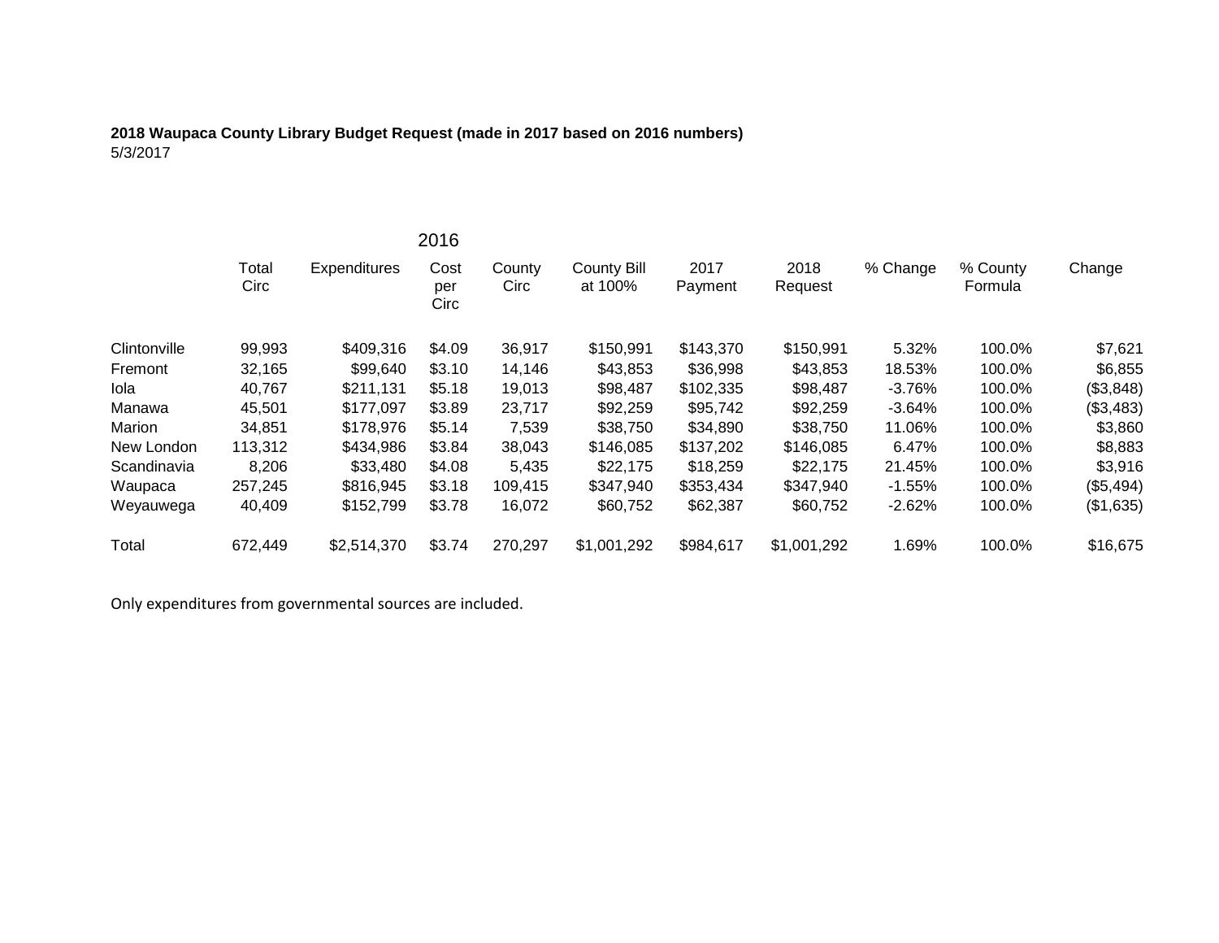**2018 Waupaca County Library Budget Request (made in 2017 based on 2016 numbers)**

5/3/2017

| | 2016 | | | | | | | | | |
|---|---|---|---|---|---|---|---|---|---|---|
| | Total Circ | Expenditures | Cost per Circ | County Circ | County Bill at 100% | 2017 Payment | 2018 Request | % Change | % County Formula | Change |
| Clintonville | 99,993 | $409,316 | $4.09 | 36,917 | $150,991 | $143,370 | $150,991 | 5.32% | 100.0% | $7,621 |
| Fremont | 32,165 | $99,640 | $3.10 | 14,146 | $43,853 | $36,998 | $43,853 | 18.53% | 100.0% | $6,855 |
| Iola | 40,767 | $211,131 | $5.18 | 19,013 | $98,487 | $102,335 | $98,487 | -3.76% | 100.0% | ($3,848) |
| Manawa | 45,501 | $177,097 | $3.89 | 23,717 | $92,259 | $95,742 | $92,259 | -3.64% | 100.0% | ($3,483) |
| Marion | 34,851 | $178,976 | $5.14 | 7,539 | $38,750 | $34,890 | $38,750 | 11.06% | 100.0% | $3,860 |
| New London | 113,312 | $434,986 | $3.84 | 38,043 | $146,085 | $137,202 | $146,085 | 6.47% | 100.0% | $8,883 |
| Scandinavia | 8,206 | $33,480 | $4.08 | 5,435 | $22,175 | $18,259 | $22,175 | 21.45% | 100.0% | $3,916 |
| Waupaca | 257,245 | $816,945 | $3.18 | 109,415 | $347,940 | $353,434 | $347,940 | -1.55% | 100.0% | ($5,494) |
| Weyauwega | 40,409 | $152,799 | $3.78 | 16,072 | $60,752 | $62,387 | $60,752 | -2.62% | 100.0% | ($1,635) |
| Total | 672,449 | $2,514,370 | $3.74 | 270,297 | $1,001,292 | $984,617 | $1,001,292 | 1.69% | 100.0% | $16,675 |

Only expenditures from governmental sources are included.